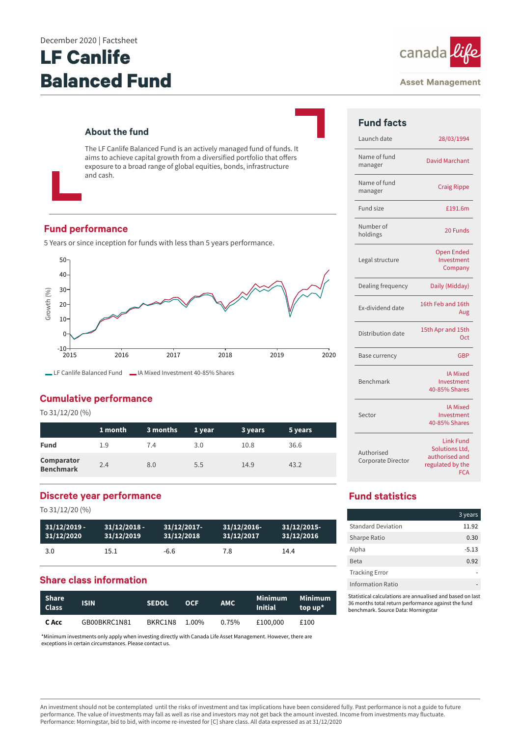December 2020 | Factsheet

# LF Canlife Balanced Fund

canada life
Asset Management

## About the fund

The LF Canlife Balanced Fund is an actively managed fund of funds. It aims to achieve capital growth from a diversified portfolio that offers exposure to a broad range of global equities, bonds, infrastructure and cash.

## Fund performance

5 Years or since inception for funds with less than 5 years performance.

LF Canlife Balanced Fund — IA Mixed Investment 40-85% Shares

## Cumulative performance

To 31/12/20 (%)

| | 1 month | 3 months | 1 year | 3 years | 5 years |
|---|---|---|---|---|---|
| **Fund** | 1.9 | 7.4 | 3.0 | 10.8 | 36.6 |
| **Comparator Benchmark** | 2.4 | 8.0 | 5.5 | 14.9 | 43.2 |

## Discrete year performance

To 31/12/20 (%)

| 31/12/2019 - 31/12/2020 | 31/12/2018 - 31/12/2019 | 31/12/2017- 31/12/2018 | 31/12/2016- 31/12/2017 | 31/12/2015- 31/12/2016 |
|---|---|---|---|---|
| 3.0 | 15.1 | -6.6 | 7.8 | 14.4 |

## Share class information

| Share Class | ISIN | SEDOL | OCF | AMC | Minimum Initial | Minimum top up* |
|---|---|---|---|---|---|---|
| **C Acc** | GB00BKRC1N81 | BKRC1N8 | 1.00% | 0.75% | £100,000 | £100 |

*Minimum investments only apply when investing directly with Canada Life Asset Management. However, there are exceptions in certain circumstances. Please contact us.

## Fund facts

| | |
|---|---|
| Launch date | 28/03/1994 |
| Name of fund manager | David Marchant |
| Name of fund manager | Craig Rippe |
| Fund size | £191.6m |
| Number of holdings | 20 Funds |
| Legal structure | Open Ended Investment Company |
| Dealing frequency | Daily (Midday) |
| Ex-dividend date | 16th Feb and 16th Aug |
| Distribution date | 15th Apr and 15th Oct |
| Base currency | GBP |
| Benchmark | IA Mixed Investment 40-85% Shares |
| Sector | IA Mixed Investment 40-85% Shares |
| Authorised Corporate Director | Link Fund Solutions Ltd, authorised and regulated by the FCA |

## Fund statistics

| | 3 years |
|---|---|
| Standard Deviation | 11.92 |
| Sharpe Ratio | 0.30 |
| Alpha | -5.13 |
| Beta | 0.92 |
| Tracking Error | - |
| Information Ratio | - |

Statistical calculations are annualised and based on last 36 months total return performance against the fund benchmark. Source Data: Morningstar

An investment should not be contemplated until the risks of investment and tax implications have been considered fully. Past performance is not a guide to future performance. The value of investments may fall as well as rise and investors may not get back the amount invested. Income from investments may fluctuate. Performance: Morningstar, bid to bid, with income re-invested for [C] share class. All data expressed as at 31/12/2020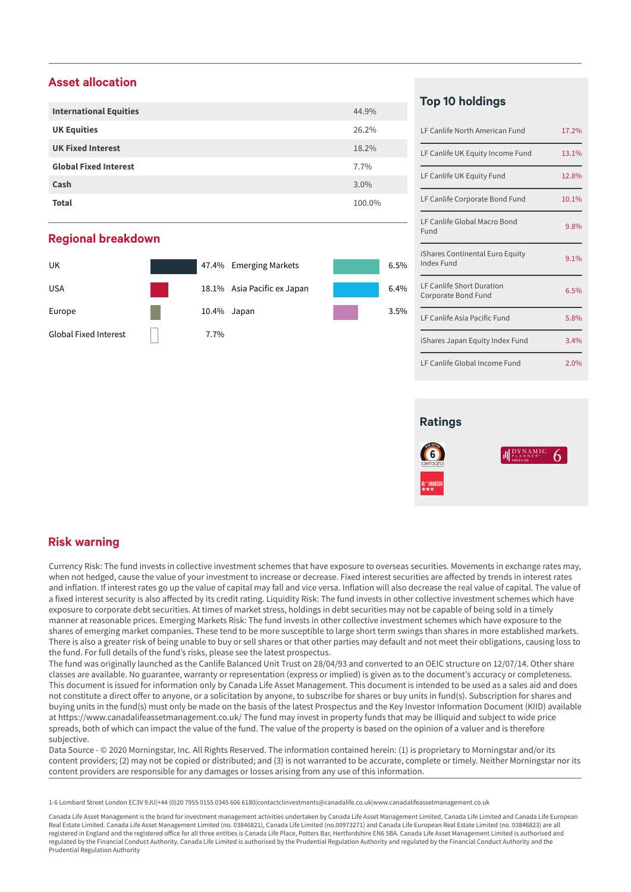## Asset allocation

| | |
|---|---|
| **International Equities** | 44.9% |
| **UK Equities** | 26.2% |
| **UK Fixed Interest** | 18.2% |
| **Global Fixed Interest** | 7.7% |
| **Cash** | 3.0% |
| **Total** | 100.0% |

## Regional breakdown

UK 47.4%
USA 18.1%
Europe 10.4%
Global Fixed Interest 7.7%
Emerging Markets 6.5%
Asia Pacific ex Japan 6.4%
Japan 3.5%

## Top 10 holdings

| | |
|---|---|
| LF Canlife North American Fund | 17.2% |
| LF Canlife UK Equity Income Fund | 13.1% |
| LF Canlife UK Equity Fund | 12.8% |
| LF Canlife Corporate Bond Fund | 10.1% |
| LF Canlife Global Macro Bond Fund | 9.8% |
| iShares Continental Euro Equity Index Fund | 9.1% |
| LF Canlife Short Duration Corporate Bond Fund | 6.5% |
| LF Canlife Asia Pacific Fund | 5.8% |
| iShares Japan Equity Index Fund | 3.4% |
| LF Canlife Global Income Fund | 2.0% |

## Ratings

defaqto 6
DYNAMIC PLANNER PROFILED 6
MORNINGSTAR ★★★

## Risk warning

Currency Risk: The fund invests in collective investment schemes that have exposure to overseas securities. Movements in exchange rates may, when not hedged, cause the value of your investment to increase or decrease. Fixed interest securities are affected by trends in interest rates and inflation. If interest rates go up the value of capital may fall and vice versa. Inflation will also decrease the real value of capital. The value of a fixed interest security is also affected by its credit rating. Liquidity Risk: The fund invests in other collective investment schemes which have exposure to corporate debt securities. At times of market stress, holdings in debt securities may not be capable of being sold in a timely manner at reasonable prices. Emerging Markets Risk: The fund invests in other collective investment schemes which have exposure to the shares of emerging market companies. These tend to be more susceptible to large short term swings than shares in more established markets. There is also a greater risk of being unable to buy or sell shares or that other parties may default and not meet their obligations, causing loss to the fund. For full details of the fund's risks, please see the latest prospectus.

The fund was originally launched as the Canlife Balanced Unit Trust on 28/04/93 and converted to an OEIC structure on 12/07/14. Other share classes are available. No guarantee, warranty or representation (express or implied) is given as to the document's accuracy or completeness. This document is issued for information only by Canada Life Asset Management. This document is intended to be used as a sales aid and does not constitute a direct offer to anyone, or a solicitation by anyone, to subscribe for shares or buy units in fund(s). Subscription for shares and buying units in the fund(s) must only be made on the basis of the latest Prospectus and the Key Investor Information Document (KIID) available at https://www.canadalifeassetmanagement.co.uk/ The fund may invest in property funds that may be illiquid and subject to wide price spreads, both of which can impact the value of the fund. The value of the property is based on the opinion of a valuer and is therefore subjective.

Data Source - © 2020 Morningstar, Inc. All Rights Reserved. The information contained herein: (1) is proprietary to Morningstar and/or its content providers; (2) may not be copied or distributed; and (3) is not warranted to be accurate, complete or timely. Neither Morningstar nor its content providers are responsible for any damages or losses arising from any use of this information.

1-6 Lombard Street London EC3V 9JU|+44 (0)20 7955 0155 0345 606 6180|contactclinvestments@canadalife.co.uk|www.canadalifeassetmanagement.co.uk

Canada Life Asset Management is the brand for investment management activities undertaken by Canada Life Asset Management Limited, Canada Life Limited and Canada Life European Real Estate Limited. Canada Life Asset Management Limited (no. 03846821), Canada Life Limited (no.00973271) and Canada Life European Real Estate Limited (no. 03846823) are all registered in England and the registered office for all three entities is Canada Life Place, Potters Bar, Hertfordshire EN6 5BA. Canada Life Asset Management Limited is authorised and regulated by the Financial Conduct Authority. Canada Life Limited is authorised by the Prudential Regulation Authority and regulated by the Financial Conduct Authority and the Prudential Regulation Authority